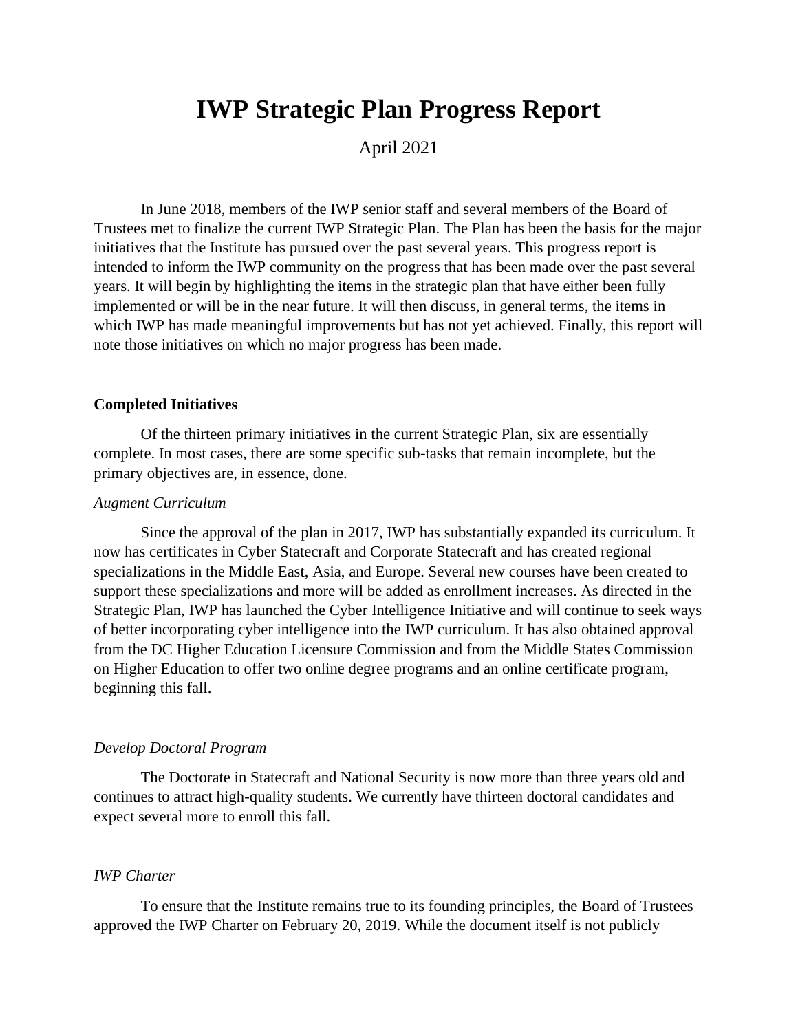# IWP Strategic Plan Progress Report

April 2021

In June 2018, members of the IWP senior staff and several members of the Board of Trustees met to finalize the current IWP Strategic Plan. The Plan has been the basis for the major initiatives that the Institute has pursued over the past several years. This progress report is intended to inform the IWP community on the progress that has been made over the past several years. It will begin by highlighting the items in the strategic plan that have either been fully implemented or will be in the near future. It will then discuss, in general terms, the items in which IWP has made meaningful improvements but has not yet achieved. Finally, this report will note those initiatives on which no major progress has been made.

**Completed Initiatives**

Of the thirteen primary initiatives in the current Strategic Plan, six are essentially complete. In most cases, there are some specific sub-tasks that remain incomplete, but the primary objectives are, in essence, done.

*Augment Curriculum*

Since the approval of the plan in 2017, IWP has substantially expanded its curriculum. It now has certificates in Cyber Statecraft and Corporate Statecraft and has created regional specializations in the Middle East, Asia, and Europe. Several new courses have been created to support these specializations and more will be added as enrollment increases. As directed in the Strategic Plan, IWP has launched the Cyber Intelligence Initiative and will continue to seek ways of better incorporating cyber intelligence into the IWP curriculum. It has also obtained approval from the DC Higher Education Licensure Commission and from the Middle States Commission on Higher Education to offer two online degree programs and an online certificate program, beginning this fall.

*Develop Doctoral Program*

The Doctorate in Statecraft and National Security is now more than three years old and continues to attract high-quality students. We currently have thirteen doctoral candidates and expect several more to enroll this fall.

*IWP Charter*

To ensure that the Institute remains true to its founding principles, the Board of Trustees approved the IWP Charter on February 20, 2019. While the document itself is not publicly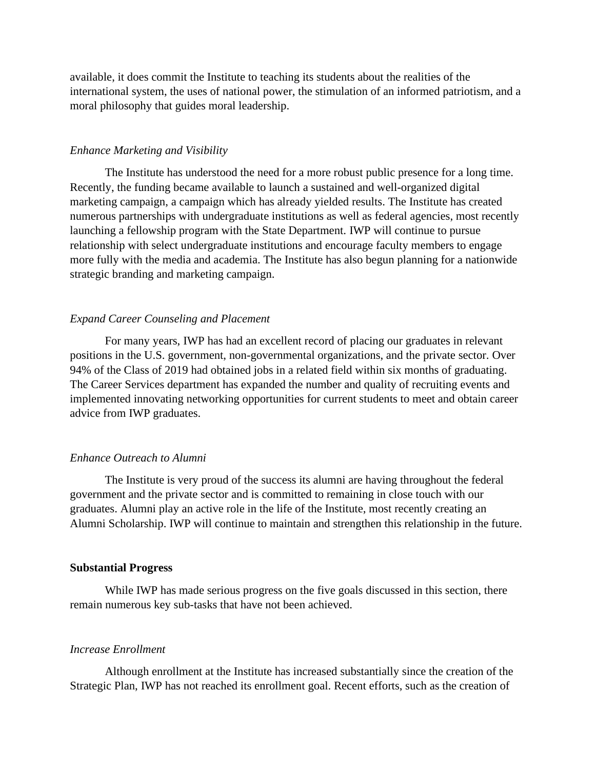available, it does commit the Institute to teaching its students about the realities of the international system, the uses of national power, the stimulation of an informed patriotism, and a moral philosophy that guides moral leadership.

*Enhance Marketing and Visibility*

The Institute has understood the need for a more robust public presence for a long time. Recently, the funding became available to launch a sustained and well-organized digital marketing campaign, a campaign which has already yielded results. The Institute has created numerous partnerships with undergraduate institutions as well as federal agencies, most recently launching a fellowship program with the State Department. IWP will continue to pursue relationship with select undergraduate institutions and encourage faculty members to engage more fully with the media and academia. The Institute has also begun planning for a nationwide strategic branding and marketing campaign.

*Expand Career Counseling and Placement*

For many years, IWP has had an excellent record of placing our graduates in relevant positions in the U.S. government, non-governmental organizations, and the private sector. Over 94% of the Class of 2019 had obtained jobs in a related field within six months of graduating. The Career Services department has expanded the number and quality of recruiting events and implemented innovating networking opportunities for current students to meet and obtain career advice from IWP graduates.

*Enhance Outreach to Alumni*

The Institute is very proud of the success its alumni are having throughout the federal government and the private sector and is committed to remaining in close touch with our graduates. Alumni play an active role in the life of the Institute, most recently creating an Alumni Scholarship. IWP will continue to maintain and strengthen this relationship in the future.

**Substantial Progress**

While IWP has made serious progress on the five goals discussed in this section, there remain numerous key sub-tasks that have not been achieved.

*Increase Enrollment*

Although enrollment at the Institute has increased substantially since the creation of the Strategic Plan, IWP has not reached its enrollment goal. Recent efforts, such as the creation of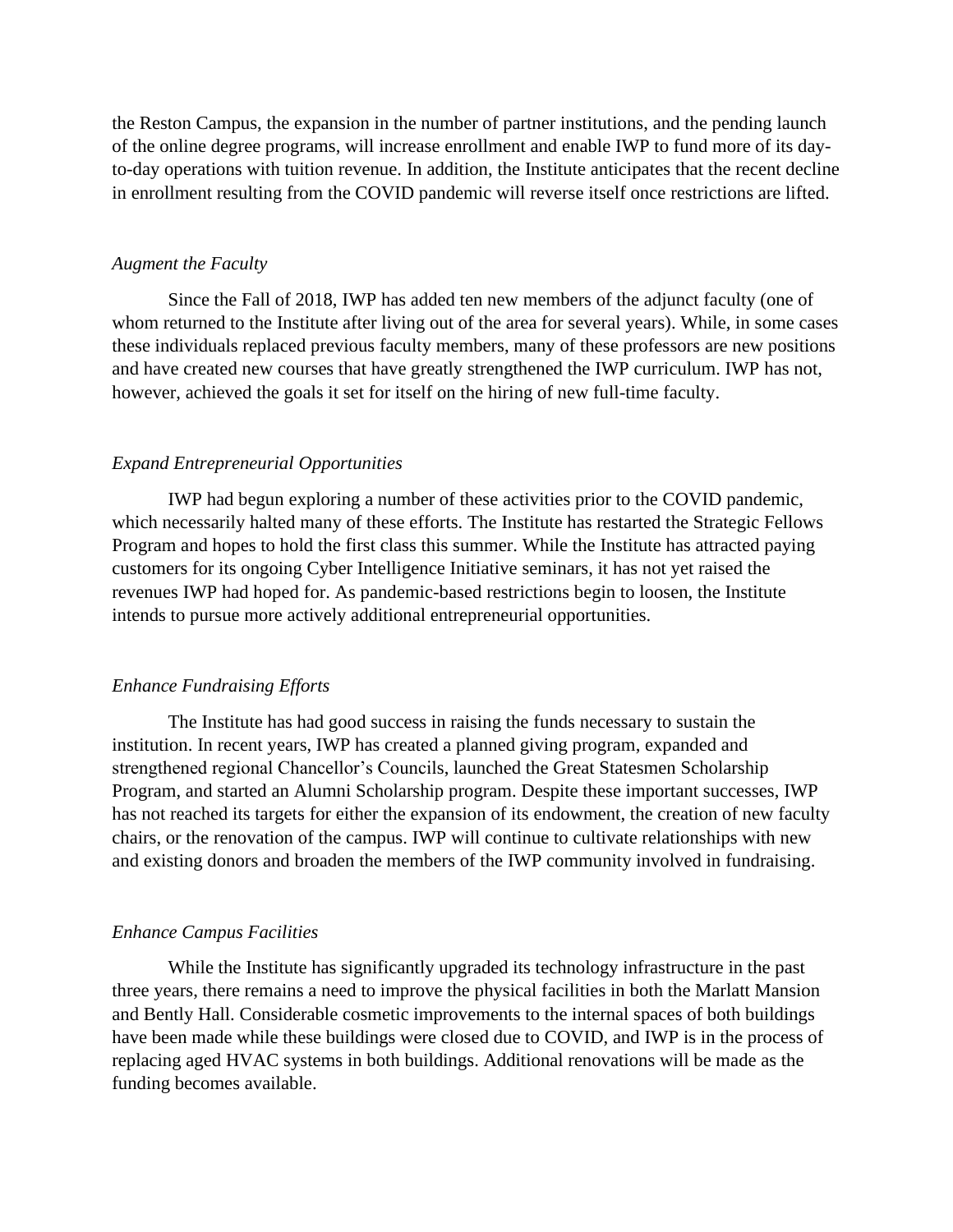the Reston Campus, the expansion in the number of partner institutions, and the pending launch of the online degree programs, will increase enrollment and enable IWP to fund more of its day-to-day operations with tuition revenue. In addition, the Institute anticipates that the recent decline in enrollment resulting from the COVID pandemic will reverse itself once restrictions are lifted.

*Augment the Faculty*

Since the Fall of 2018, IWP has added ten new members of the adjunct faculty (one of whom returned to the Institute after living out of the area for several years). While, in some cases these individuals replaced previous faculty members, many of these professors are new positions and have created new courses that have greatly strengthened the IWP curriculum. IWP has not, however, achieved the goals it set for itself on the hiring of new full-time faculty.

*Expand Entrepreneurial Opportunities*

IWP had begun exploring a number of these activities prior to the COVID pandemic, which necessarily halted many of these efforts. The Institute has restarted the Strategic Fellows Program and hopes to hold the first class this summer. While the Institute has attracted paying customers for its ongoing Cyber Intelligence Initiative seminars, it has not yet raised the revenues IWP had hoped for. As pandemic-based restrictions begin to loosen, the Institute intends to pursue more actively additional entrepreneurial opportunities.

*Enhance Fundraising Efforts*

The Institute has had good success in raising the funds necessary to sustain the institution. In recent years, IWP has created a planned giving program, expanded and strengthened regional Chancellor's Councils, launched the Great Statesmen Scholarship Program, and started an Alumni Scholarship program. Despite these important successes, IWP has not reached its targets for either the expansion of its endowment, the creation of new faculty chairs, or the renovation of the campus. IWP will continue to cultivate relationships with new and existing donors and broaden the members of the IWP community involved in fundraising.

*Enhance Campus Facilities*

While the Institute has significantly upgraded its technology infrastructure in the past three years, there remains a need to improve the physical facilities in both the Marlatt Mansion and Bently Hall. Considerable cosmetic improvements to the internal spaces of both buildings have been made while these buildings were closed due to COVID, and IWP is in the process of replacing aged HVAC systems in both buildings. Additional renovations will be made as the funding becomes available.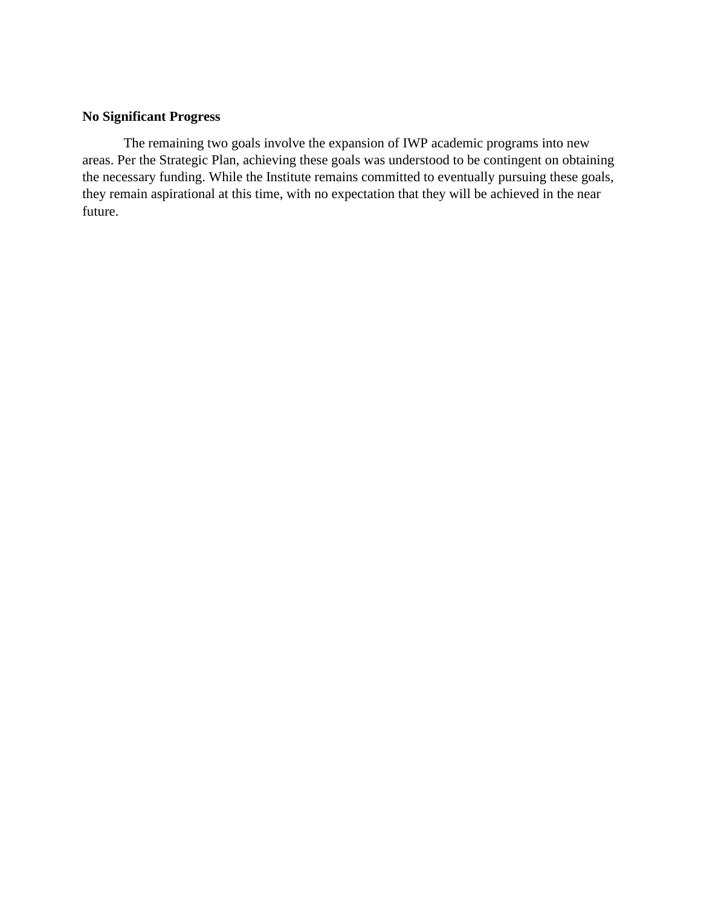**No Significant Progress**

The remaining two goals involve the expansion of IWP academic programs into new areas. Per the Strategic Plan, achieving these goals was understood to be contingent on obtaining the necessary funding. While the Institute remains committed to eventually pursuing these goals, they remain aspirational at this time, with no expectation that they will be achieved in the near future.